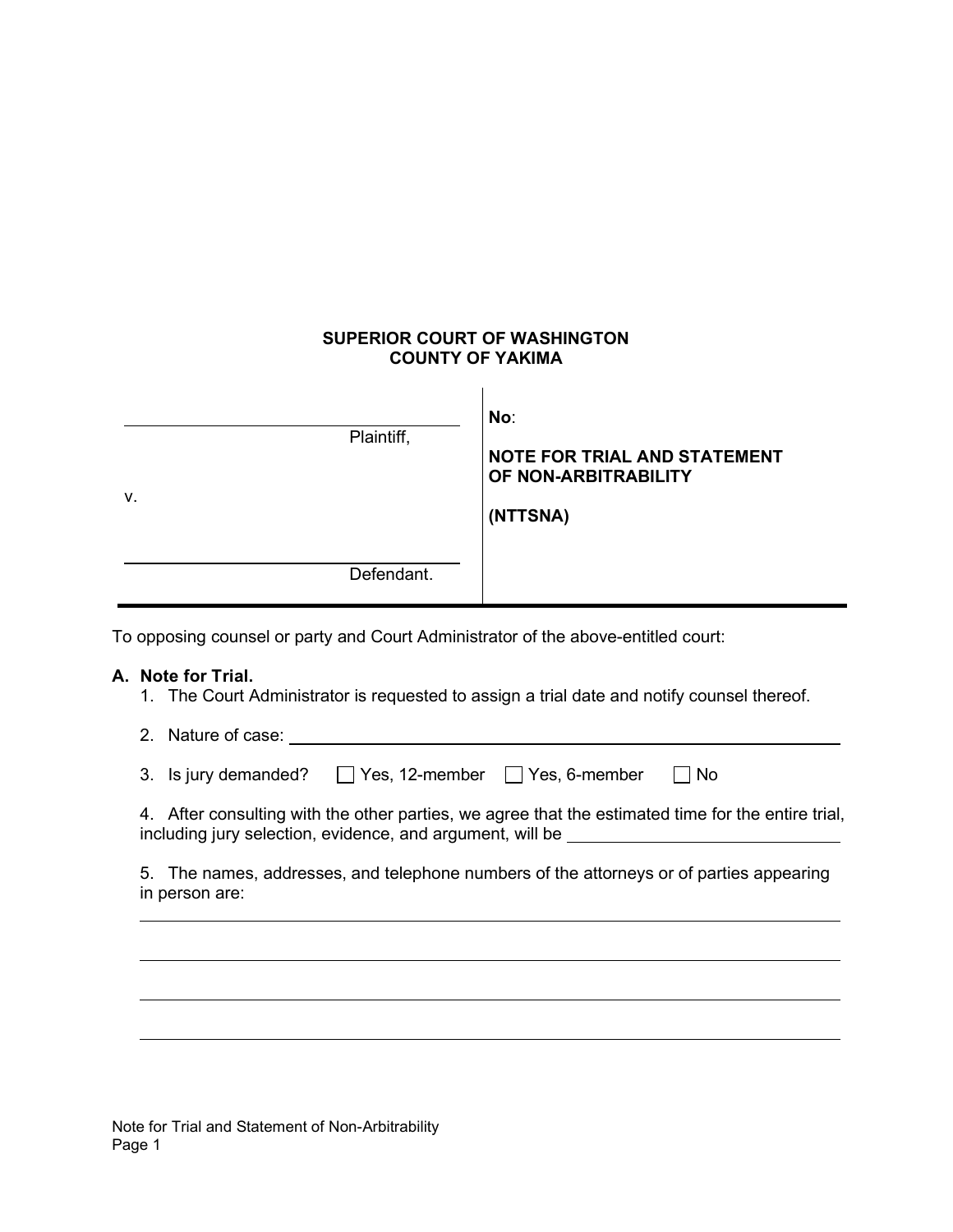**SUPERIOR COURT OF WASHINGTON**
**COUNTY OF YAKIMA**

| | |
|---|---|
| \_\_\_\_\_\_\_\_\_\_\_\_\_\_\_\_\_\_\_\_\_\_\_\_\_\_\_\_ Plaintiff, | **No**: |
| v. | **NOTE FOR TRIAL AND STATEMENT OF NON-ARBITRABILITY** |
| | **(NTTSNA)** |
| \_\_\_\_\_\_\_\_\_\_\_\_\_\_\_\_\_\_\_\_\_\_\_\_\_\_\_\_ Defendant. | |

To opposing counsel or party and Court Administrator of the above-entitled court:

**A. Note for Trial.**

1. The Court Administrator is requested to assign a trial date and notify counsel thereof.

2. Nature of case: \_\_\_\_\_\_\_\_\_\_\_\_\_\_\_\_\_\_\_\_\_\_\_\_\_\_\_\_\_\_\_\_\_\_\_\_\_\_\_\_

3. Is jury demanded? ☐ Yes, 12-member ☐ Yes, 6-member ☐ No

4. After consulting with the other parties, we agree that the estimated time for the entire trial, including jury selection, evidence, and argument, will be \_\_\_\_\_\_\_\_\_\_\_\_\_\_\_\_\_\_\_\_

5. The names, addresses, and telephone numbers of the attorneys or of parties appearing in person are:

\_\_\_\_\_\_\_\_\_\_\_\_\_\_\_\_\_\_\_\_\_\_\_\_\_\_\_\_\_\_\_\_\_\_\_\_\_\_\_\_\_\_\_\_\_\_\_\_\_\_\_\_\_\_\_\_\_\_\_\_

\_\_\_\_\_\_\_\_\_\_\_\_\_\_\_\_\_\_\_\_\_\_\_\_\_\_\_\_\_\_\_\_\_\_\_\_\_\_\_\_\_\_\_\_\_\_\_\_\_\_\_\_\_\_\_\_\_\_\_\_

\_\_\_\_\_\_\_\_\_\_\_\_\_\_\_\_\_\_\_\_\_\_\_\_\_\_\_\_\_\_\_\_\_\_\_\_\_\_\_\_\_\_\_\_\_\_\_\_\_\_\_\_\_\_\_\_\_\_\_\_

\_\_\_\_\_\_\_\_\_\_\_\_\_\_\_\_\_\_\_\_\_\_\_\_\_\_\_\_\_\_\_\_\_\_\_\_\_\_\_\_\_\_\_\_\_\_\_\_\_\_\_\_\_\_\_\_\_\_\_\_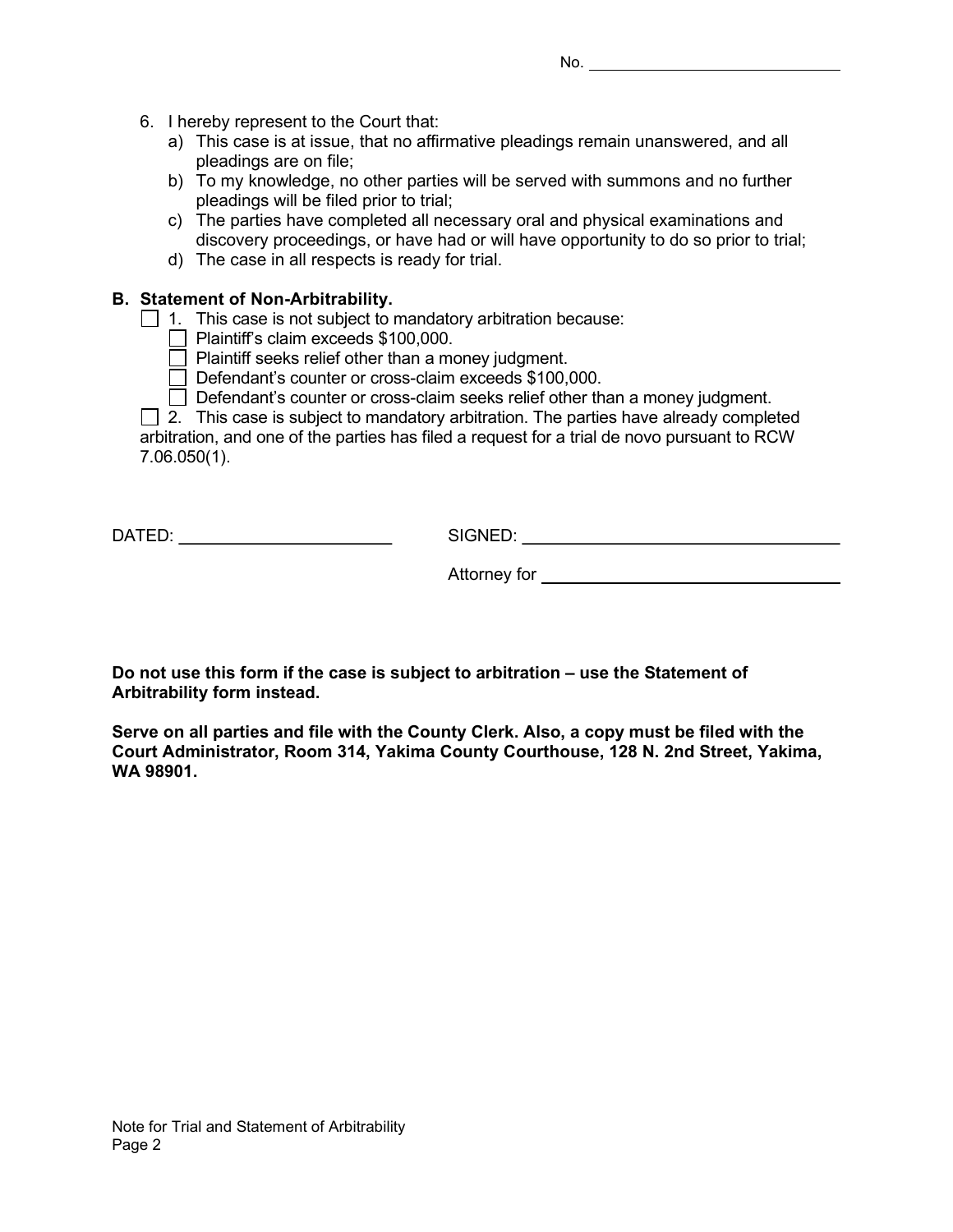No. ______________________________

6. I hereby represent to the Court that:
   a) This case is at issue, that no affirmative pleadings remain unanswered, and all pleadings are on file;
   b) To my knowledge, no other parties will be served with summons and no further pleadings will be filed prior to trial;
   c) The parties have completed all necessary oral and physical examinations and discovery proceedings, or have had or will have opportunity to do so prior to trial;
   d) The case in all respects is ready for trial.

**B. Statement of Non-Arbitrability.**

☐ 1. This case is not subject to mandatory arbitration because:

  ☐ Plaintiff's claim exceeds $100,000.

  ☐ Plaintiff seeks relief other than a money judgment.

  ☐ Defendant's counter or cross-claim exceeds $100,000.

  ☐ Defendant's counter or cross-claim seeks relief other than a money judgment.

☐ 2. This case is subject to mandatory arbitration. The parties have already completed arbitration, and one of the parties has filed a request for a trial de novo pursuant to RCW 7.06.050(1).

DATED: ______________________ SIGNED: ________________________________

Attorney for ______________________________

**Do not use this form if the case is subject to arbitration – use the Statement of Arbitrability form instead.**

**Serve on all parties and file with the County Clerk. Also, a copy must be filed with the Court Administrator, Room 314, Yakima County Courthouse, 128 N. 2nd Street, Yakima, WA 98901.**

Note for Trial and Statement of Arbitrability
Page 2